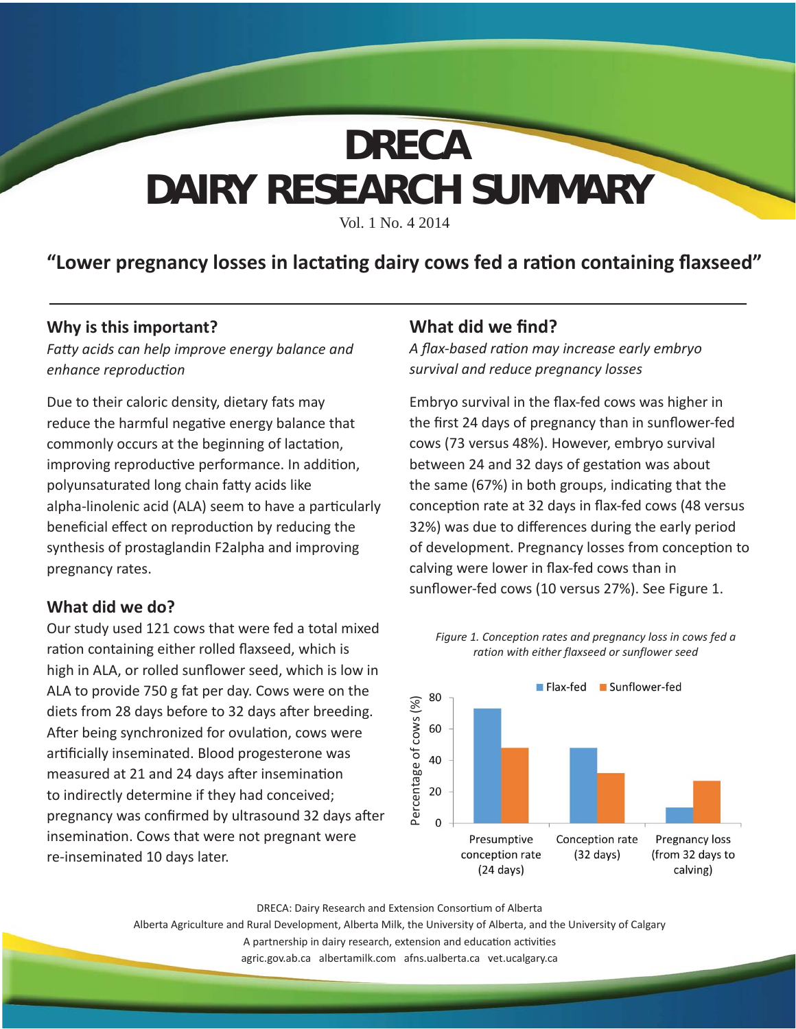# DRECA
# DAIRY RESEARCH SUMMARY

Vol. 1 No. 4 2014

## "Lower pregnancy losses in lactating dairy cows fed a ration containing flaxseed"

### Why is this important?

*Fatty acids can help improve energy balance and enhance reproduction*

Due to their caloric density, dietary fats may reduce the harmful negative energy balance that commonly occurs at the beginning of lactation, improving reproductive performance. In addition, polyunsaturated long chain fatty acids like alpha-linolenic acid (ALA) seem to have a particularly beneficial effect on reproduction by reducing the synthesis of prostaglandin F2alpha and improving pregnancy rates.

### What did we do?

Our study used 121 cows that were fed a total mixed ration containing either rolled flaxseed, which is high in ALA, or rolled sunflower seed, which is low in ALA to provide 750 g fat per day. Cows were on the diets from 28 days before to 32 days after breeding. After being synchronized for ovulation, cows were artificially inseminated. Blood progesterone was measured at 21 and 24 days after insemination to indirectly determine if they had conceived; pregnancy was confirmed by ultrasound 32 days after insemination. Cows that were not pregnant were re-inseminated 10 days later.

### What did we find?

*A flax-based ration may increase early embryo survival and reduce pregnancy losses*

Embryo survival in the flax-fed cows was higher in the first 24 days of pregnancy than in sunflower-fed cows (73 versus 48%). However, embryo survival between 24 and 32 days of gestation was about the same (67%) in both groups, indicating that the conception rate at 32 days in flax-fed cows (48 versus 32%) was due to differences during the early period of development. Pregnancy losses from conception to calving were lower in flax-fed cows than in sunflower-fed cows (10 versus 27%). See Figure 1.

*Figure 1. Conception rates and pregnancy loss in cows fed a ration with either flaxseed or sunflower seed*

| Percentage of cows (%) | Flax-fed | Sunflower-fed |
|---|---|---|
| Presumptive conception rate (24 days) | 73 | 48 |
| Conception rate (32 days) | 48 | 32 |
| Pregnancy loss (from 32 days to calving) | 10 | 27 |

DRECA: Dairy Research and Extension Consortium of Alberta
Alberta Agriculture and Rural Development, Alberta Milk, the University of Alberta, and the University of Calgary
A partnership in dairy research, extension and education activities
agric.gov.ab.ca albertamilk.com afns.ualberta.ca vet.ucalgary.ca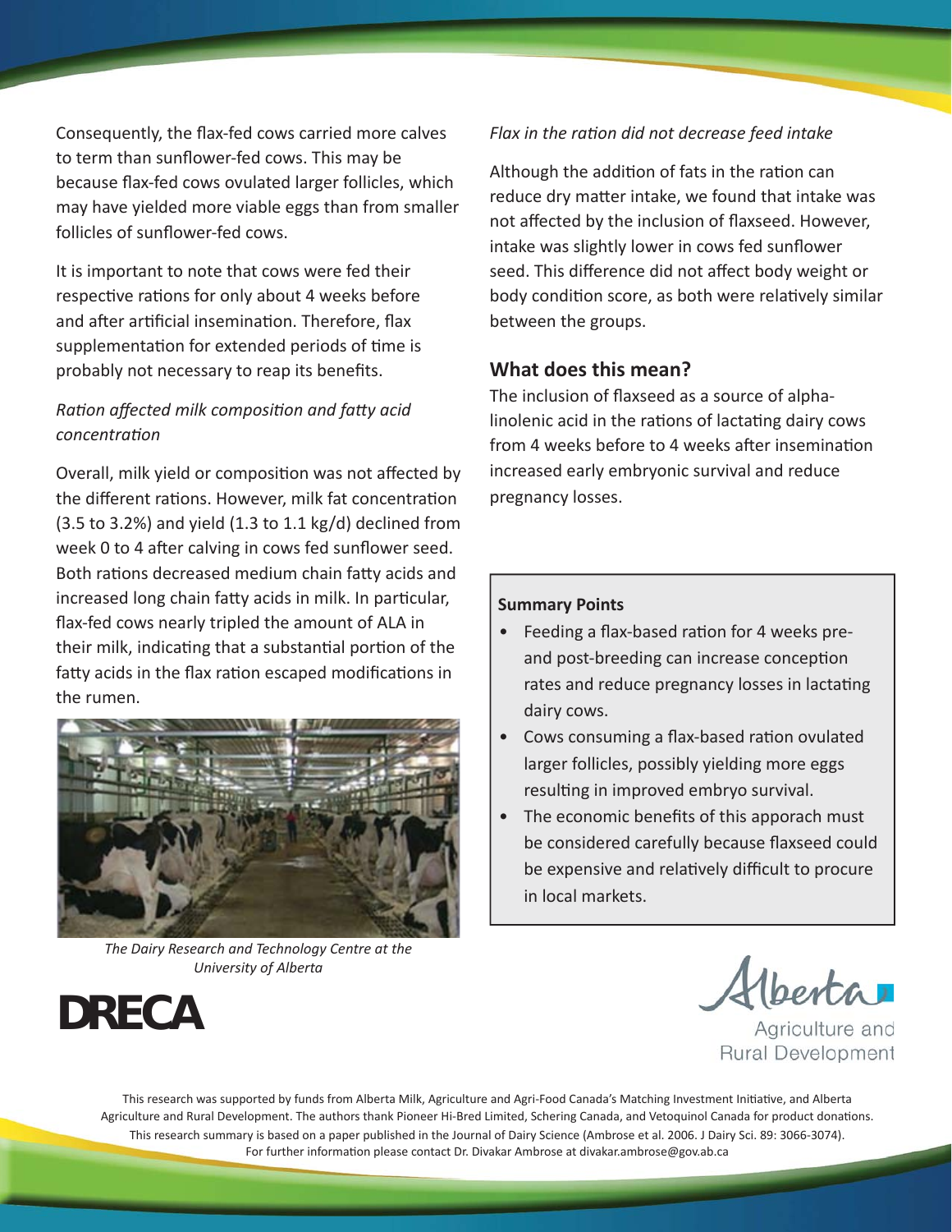Consequently, the flax-fed cows carried more calves to term than sunflower-fed cows. This may be because flax-fed cows ovulated larger follicles, which may have yielded more viable eggs than from smaller follicles of sunflower-fed cows.

It is important to note that cows were fed their respective rations for only about 4 weeks before and after artificial insemination. Therefore, flax supplementation for extended periods of time is probably not necessary to reap its benefits.

*Ration affected milk composition and fatty acid concentration*

Overall, milk yield or composition was not affected by the different rations. However, milk fat concentration (3.5 to 3.2%) and yield (1.3 to 1.1 kg/d) declined from week 0 to 4 after calving in cows fed sunflower seed. Both rations decreased medium chain fatty acids and increased long chain fatty acids in milk. In particular, flax-fed cows nearly tripled the amount of ALA in their milk, indicating that a substantial portion of the fatty acids in the flax ration escaped modifications in the rumen.

*The Dairy Research and Technology Centre at the University of Alberta*

*Flax in the ration did not decrease feed intake*

Although the addition of fats in the ration can reduce dry matter intake, we found that intake was not affected by the inclusion of flaxseed. However, intake was slightly lower in cows fed sunflower seed. This difference did not affect body weight or body condition score, as both were relatively similar between the groups.

## What does this mean?

The inclusion of flaxseed as a source of alpha-linolenic acid in the rations of lactating dairy cows from 4 weeks before to 4 weeks after insemination increased early embryonic survival and reduce pregnancy losses.

**Summary Points**

- Feeding a flax-based ration for 4 weeks pre- and post-breeding can increase conception rates and reduce pregnancy losses in lactating dairy cows.
- Cows consuming a flax-based ration ovulated larger follicles, possibly yielding more eggs resulting in improved embryo survival.
- The economic benefits of this apporach must be considered carefully because flaxseed could be expensive and relatively difficult to procure in local markets.

DRECA

Alberta Agriculture and Rural Development

This research was supported by funds from Alberta Milk, Agriculture and Agri-Food Canada's Matching Investment Initiative, and Alberta Agriculture and Rural Development. The authors thank Pioneer Hi-Bred Limited, Schering Canada, and Vetoquinol Canada for product donations. This research summary is based on a paper published in the Journal of Dairy Science (Ambrose et al. 2006. J Dairy Sci. 89: 3066-3074). For further information please contact Dr. Divakar Ambrose at divakar.ambrose@gov.ab.ca